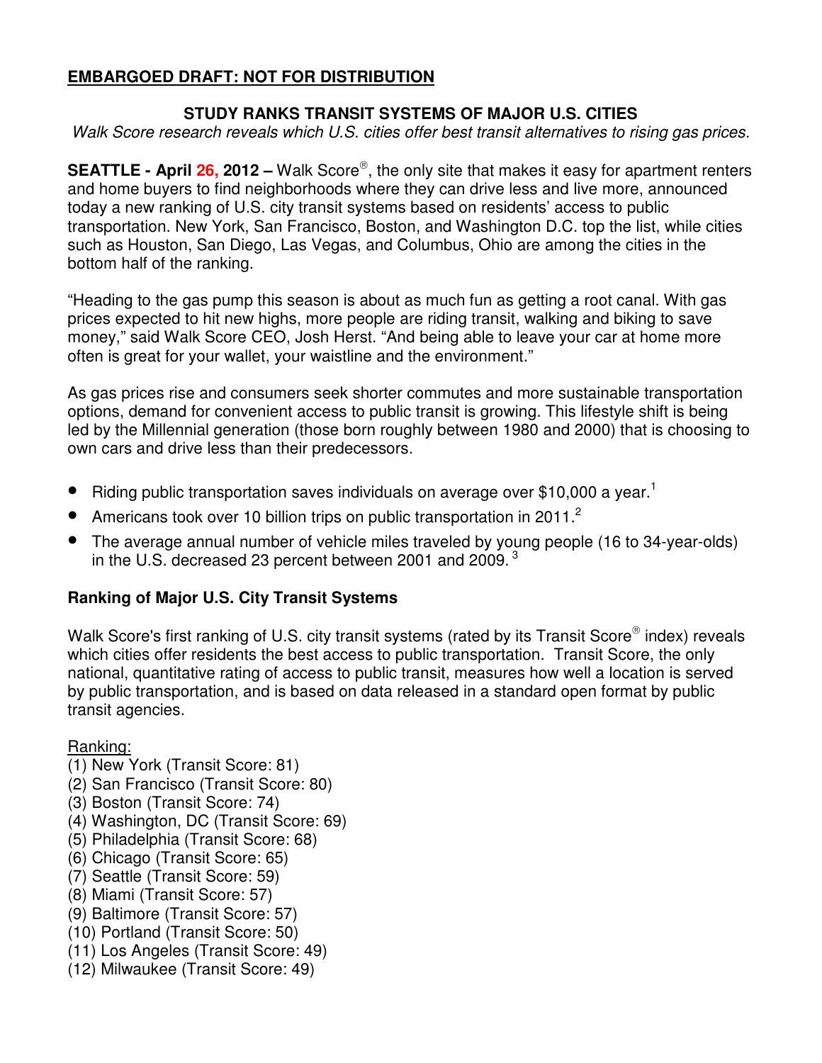**EMBARGOED DRAFT: NOT FOR DISTRIBUTION**

## STUDY RANKS TRANSIT SYSTEMS OF MAJOR U.S. CITIES

*Walk Score research reveals which U.S. cities offer best transit alternatives to rising gas prices.*

**SEATTLE - April 26, 2012 –** Walk Score®, the only site that makes it easy for apartment renters and home buyers to find neighborhoods where they can drive less and live more, announced today a new ranking of U.S. city transit systems based on residents' access to public transportation. New York, San Francisco, Boston, and Washington D.C. top the list, while cities such as Houston, San Diego, Las Vegas, and Columbus, Ohio are among the cities in the bottom half of the ranking.

"Heading to the gas pump this season is about as much fun as getting a root canal. With gas prices expected to hit new highs, more people are riding transit, walking and biking to save money," said Walk Score CEO, Josh Herst. "And being able to leave your car at home more often is great for your wallet, your waistline and the environment."

As gas prices rise and consumers seek shorter commutes and more sustainable transportation options, demand for convenient access to public transit is growing. This lifestyle shift is being led by the Millennial generation (those born roughly between 1980 and 2000) that is choosing to own cars and drive less than their predecessors.

- Riding public transportation saves individuals on average over $10,000 a year.[1]
- Americans took over 10 billion trips on public transportation in 2011.[2]
- The average annual number of vehicle miles traveled by young people (16 to 34-year-olds) in the U.S. decreased 23 percent between 2001 and 2009.[3]

### Ranking of Major U.S. City Transit Systems

Walk Score's first ranking of U.S. city transit systems (rated by its Transit Score® index) reveals which cities offer residents the best access to public transportation. Transit Score, the only national, quantitative rating of access to public transit, measures how well a location is served by public transportation, and is based on data released in a standard open format by public transit agencies.

Ranking:

(1) New York (Transit Score: 81)
(2) San Francisco (Transit Score: 80)
(3) Boston (Transit Score: 74)
(4) Washington, DC (Transit Score: 69)
(5) Philadelphia (Transit Score: 68)
(6) Chicago (Transit Score: 65)
(7) Seattle (Transit Score: 59)
(8) Miami (Transit Score: 57)
(9) Baltimore (Transit Score: 57)
(10) Portland (Transit Score: 50)
(11) Los Angeles (Transit Score: 49)
(12) Milwaukee (Transit Score: 49)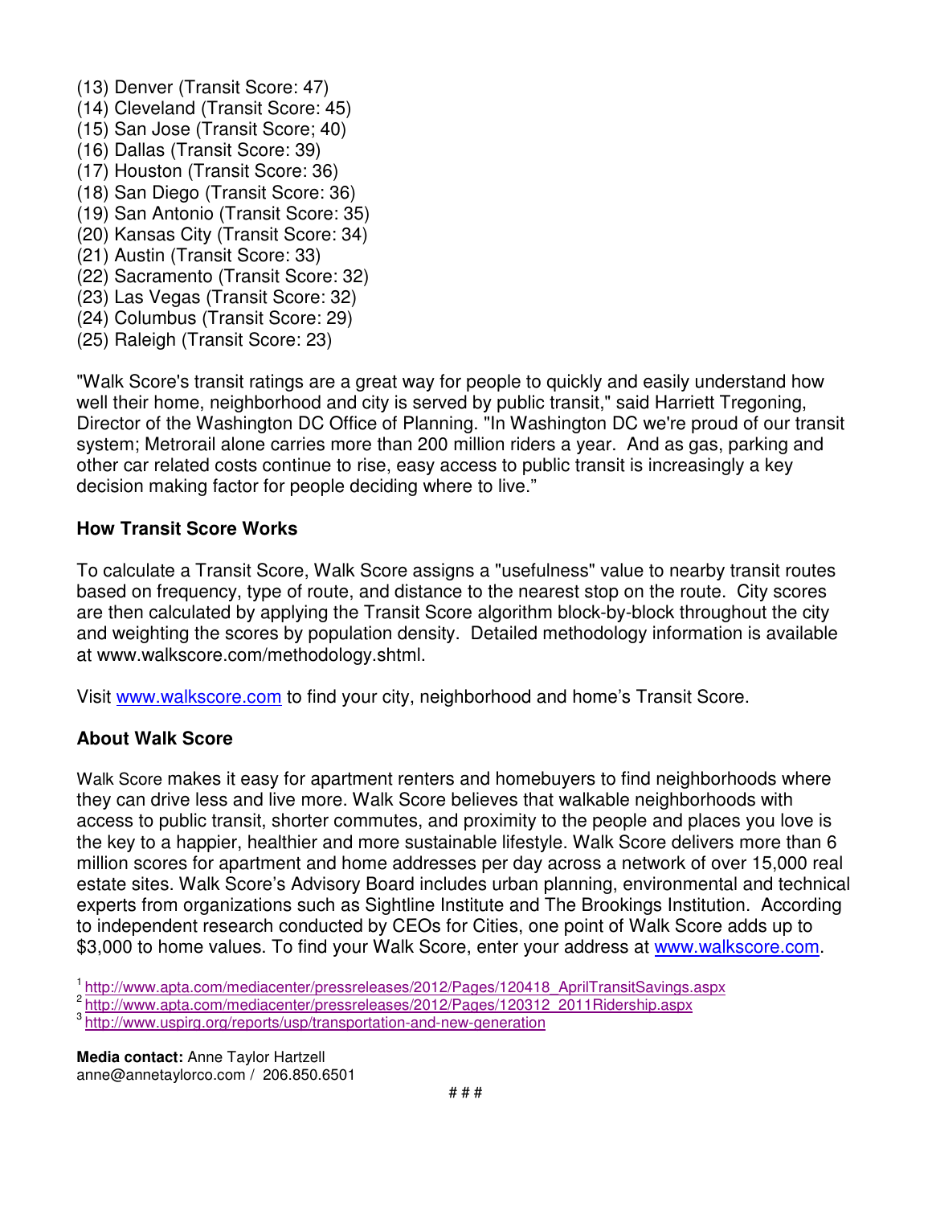(13) Denver (Transit Score: 47)
(14) Cleveland (Transit Score: 45)
(15) San Jose (Transit Score; 40)
(16) Dallas (Transit Score: 39)
(17) Houston (Transit Score: 36)
(18) San Diego (Transit Score: 36)
(19) San Antonio (Transit Score: 35)
(20) Kansas City (Transit Score: 34)
(21) Austin (Transit Score: 33)
(22) Sacramento (Transit Score: 32)
(23) Las Vegas (Transit Score: 32)
(24) Columbus (Transit Score: 29)
(25) Raleigh (Transit Score: 23)

"Walk Score's transit ratings are a great way for people to quickly and easily understand how well their home, neighborhood and city is served by public transit," said Harriett Tregoning, Director of the Washington DC Office of Planning. "In Washington DC we're proud of our transit system; Metrorail alone carries more than 200 million riders a year. And as gas, parking and other car related costs continue to rise, easy access to public transit is increasingly a key decision making factor for people deciding where to live."

**How Transit Score Works**

To calculate a Transit Score, Walk Score assigns a "usefulness" value to nearby transit routes based on frequency, type of route, and distance to the nearest stop on the route. City scores are then calculated by applying the Transit Score algorithm block-by-block throughout the city and weighting the scores by population density. Detailed methodology information is available at www.walkscore.com/methodology.shtml.

Visit www.walkscore.com to find your city, neighborhood and home's Transit Score.

**About Walk Score**

Walk Score makes it easy for apartment renters and homebuyers to find neighborhoods where they can drive less and live more. Walk Score believes that walkable neighborhoods with access to public transit, shorter commutes, and proximity to the people and places you love is the key to a happier, healthier and more sustainable lifestyle. Walk Score delivers more than 6 million scores for apartment and home addresses per day across a network of over 15,000 real estate sites. Walk Score's Advisory Board includes urban planning, environmental and technical experts from organizations such as Sightline Institute and The Brookings Institution. According to independent research conducted by CEOs for Cities, one point of Walk Score adds up to $3,000 to home values. To find your Walk Score, enter your address at www.walkscore.com.

[1] http://www.apta.com/mediacenter/pressreleases/2012/Pages/120418_AprilTransitSavings.aspx
[2] http://www.apta.com/mediacenter/pressreleases/2012/Pages/120312_2011Ridership.aspx
[3] http://www.uspirg.org/reports/usp/transportation-and-new-generation

**Media contact:** Anne Taylor Hartzell
anne@annetaylorco.com / 206.850.6501

# # #